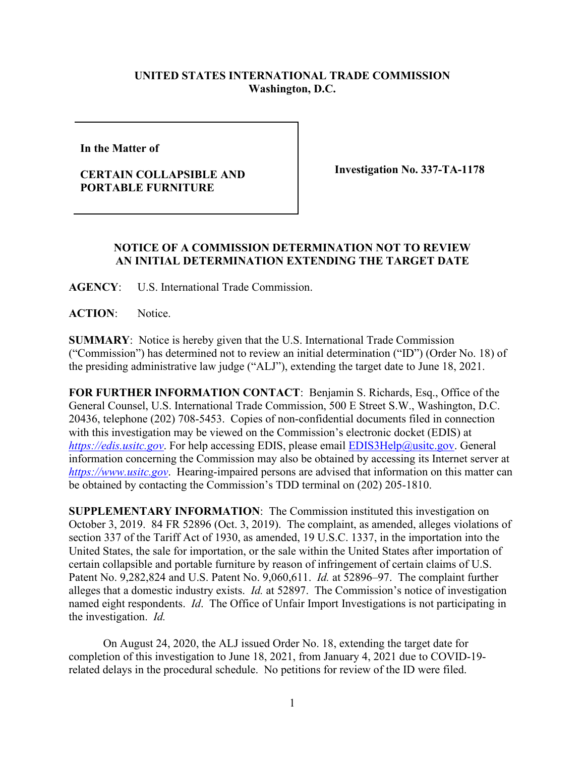**UNITED STATES INTERNATIONAL TRADE COMMISSION**
**Washington, D.C.**

| | |
|---|---|
| **In the Matter of**<br><br>**CERTAIN COLLAPSIBLE AND PORTABLE FURNITURE** | **Investigation No. 337-TA-1178** |

**NOTICE OF A COMMISSION DETERMINATION NOT TO REVIEW AN INITIAL DETERMINATION EXTENDING THE TARGET DATE**

**AGENCY**: U.S. International Trade Commission.

**ACTION**: Notice.

**SUMMARY**: Notice is hereby given that the U.S. International Trade Commission ("Commission") has determined not to review an initial determination ("ID") (Order No. 18) of the presiding administrative law judge ("ALJ"), extending the target date to June 18, 2021.

**FOR FURTHER INFORMATION CONTACT**: Benjamin S. Richards, Esq., Office of the General Counsel, U.S. International Trade Commission, 500 E Street S.W., Washington, D.C. 20436, telephone (202) 708-5453. Copies of non-confidential documents filed in connection with this investigation may be viewed on the Commission's electronic docket (EDIS) at *https://edis.usitc.gov*. For help accessing EDIS, please email EDIS3Help@usitc.gov. General information concerning the Commission may also be obtained by accessing its Internet server at *https://www.usitc.gov*. Hearing-impaired persons are advised that information on this matter can be obtained by contacting the Commission's TDD terminal on (202) 205-1810.

**SUPPLEMENTARY INFORMATION**: The Commission instituted this investigation on October 3, 2019. 84 FR 52896 (Oct. 3, 2019). The complaint, as amended, alleges violations of section 337 of the Tariff Act of 1930, as amended, 19 U.S.C. 1337, in the importation into the United States, the sale for importation, or the sale within the United States after importation of certain collapsible and portable furniture by reason of infringement of certain claims of U.S. Patent No. 9,282,824 and U.S. Patent No. 9,060,611. *Id.* at 52896–97. The complaint further alleges that a domestic industry exists. *Id.* at 52897. The Commission's notice of investigation named eight respondents. *Id*. The Office of Unfair Import Investigations is not participating in the investigation. *Id.*

On August 24, 2020, the ALJ issued Order No. 18, extending the target date for completion of this investigation to June 18, 2021, from January 4, 2021 due to COVID-19-related delays in the procedural schedule. No petitions for review of the ID were filed.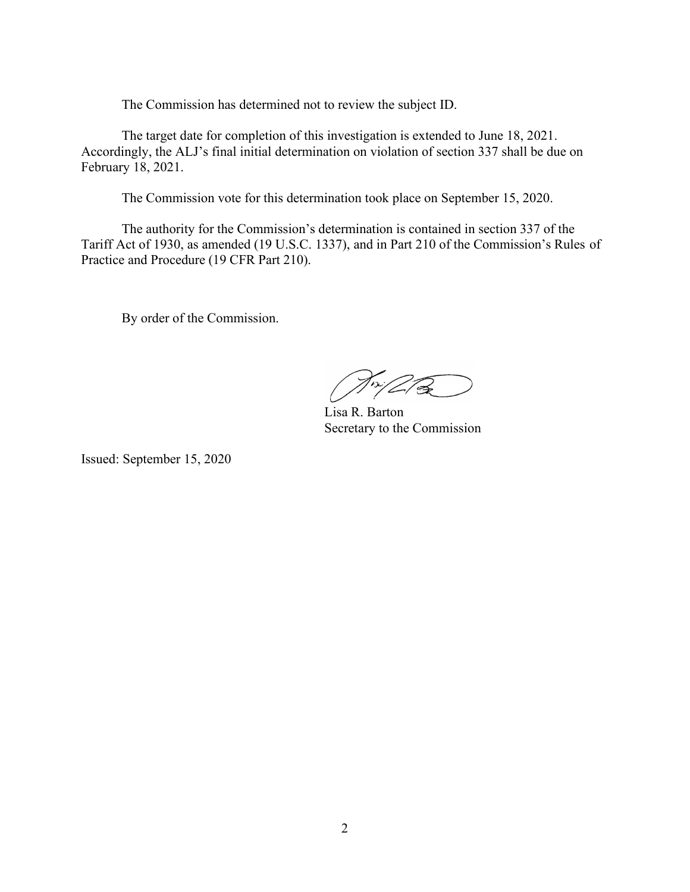The Commission has determined not to review the subject ID.

The target date for completion of this investigation is extended to June 18, 2021. Accordingly, the ALJ's final initial determination on violation of section 337 shall be due on February 18, 2021.

The Commission vote for this determination took place on September 15, 2020.

The authority for the Commission's determination is contained in section 337 of the Tariff Act of 1930, as amended (19 U.S.C. 1337), and in Part 210 of the Commission's Rules of Practice and Procedure (19 CFR Part 210).

By order of the Commission.

Lisa R. Barton
Secretary to the Commission

Issued: September 15, 2020